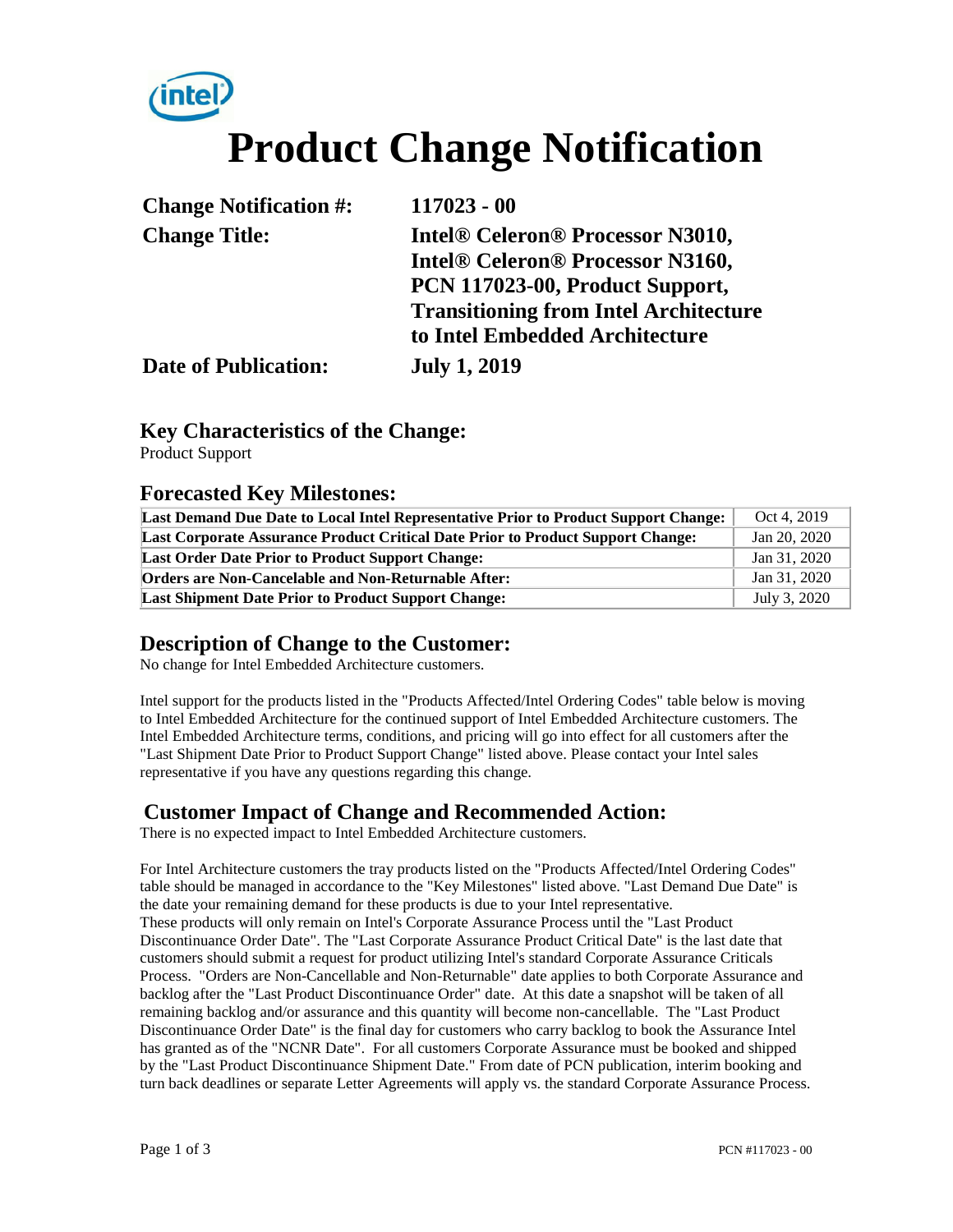# Product Change Notification

| | |
|---|---|
| **Change Notification #:** | **117023 - 00** |
| **Change Title:** | **Intel® Celeron® Processor N3010, Intel® Celeron® Processor N3160, PCN 117023-00, Product Support, Transitioning from Intel Architecture to Intel Embedded Architecture** |
| **Date of Publication:** | **July 1, 2019** |

## Key Characteristics of the Change:

Product Support

## Forecasted Key Milestones:

| | |
|---|---|
| **Last Demand Due Date to Local Intel Representative Prior to Product Support Change:** | Oct 4, 2019 |
| **Last Corporate Assurance Product Critical Date Prior to Product Support Change:** | Jan 20, 2020 |
| **Last Order Date Prior to Product Support Change:** | Jan 31, 2020 |
| **Orders are Non-Cancelable and Non-Returnable After:** | Jan 31, 2020 |
| **Last Shipment Date Prior to Product Support Change:** | July 3, 2020 |

## Description of Change to the Customer:

No change for Intel Embedded Architecture customers.

Intel support for the products listed in the "Products Affected/Intel Ordering Codes" table below is moving to Intel Embedded Architecture for the continued support of Intel Embedded Architecture customers. The Intel Embedded Architecture terms, conditions, and pricing will go into effect for all customers after the "Last Shipment Date Prior to Product Support Change" listed above. Please contact your Intel sales representative if you have any questions regarding this change.

## Customer Impact of Change and Recommended Action:

There is no expected impact to Intel Embedded Architecture customers.

For Intel Architecture customers the tray products listed on the "Products Affected/Intel Ordering Codes" table should be managed in accordance to the "Key Milestones" listed above. "Last Demand Due Date" is the date your remaining demand for these products is due to your Intel representative.
These products will only remain on Intel's Corporate Assurance Process until the "Last Product Discontinuance Order Date". The "Last Corporate Assurance Product Critical Date" is the last date that customers should submit a request for product utilizing Intel's standard Corporate Assurance Criticals Process. "Orders are Non-Cancellable and Non-Returnable" date applies to both Corporate Assurance and backlog after the "Last Product Discontinuance Order" date. At this date a snapshot will be taken of all remaining backlog and/or assurance and this quantity will become non-cancellable. The "Last Product Discontinuance Order Date" is the final day for customers who carry backlog to book the Assurance Intel has granted as of the "NCNR Date". For all customers Corporate Assurance must be booked and shipped by the "Last Product Discontinuance Shipment Date." From date of PCN publication, interim booking and turn back deadlines or separate Letter Agreements will apply vs. the standard Corporate Assurance Process.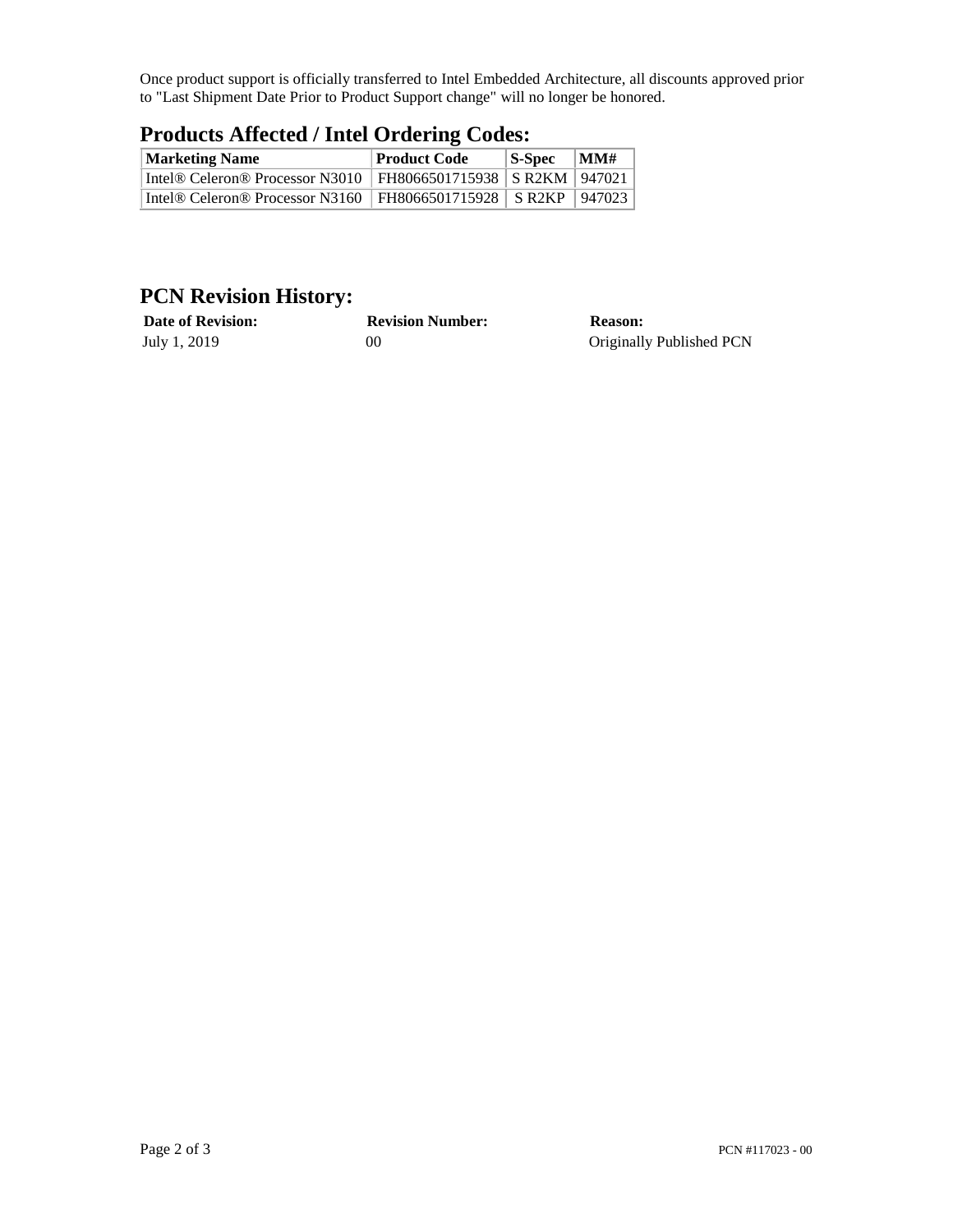Once product support is officially transferred to Intel Embedded Architecture, all discounts approved prior to "Last Shipment Date Prior to Product Support change" will no longer be honored.

## Products Affected / Intel Ordering Codes:

| Marketing Name | Product Code | S-Spec | MM# |
|---|---|---|---|
| Intel® Celeron® Processor N3010 | FH8066501715938 | S R2KM | 947021 |
| Intel® Celeron® Processor N3160 | FH8066501715928 | S R2KP | 947023 |

## PCN Revision History:

| Date of Revision: | Revision Number: | Reason: |
|---|---|---|
| July 1, 2019 | 00 | Originally Published PCN |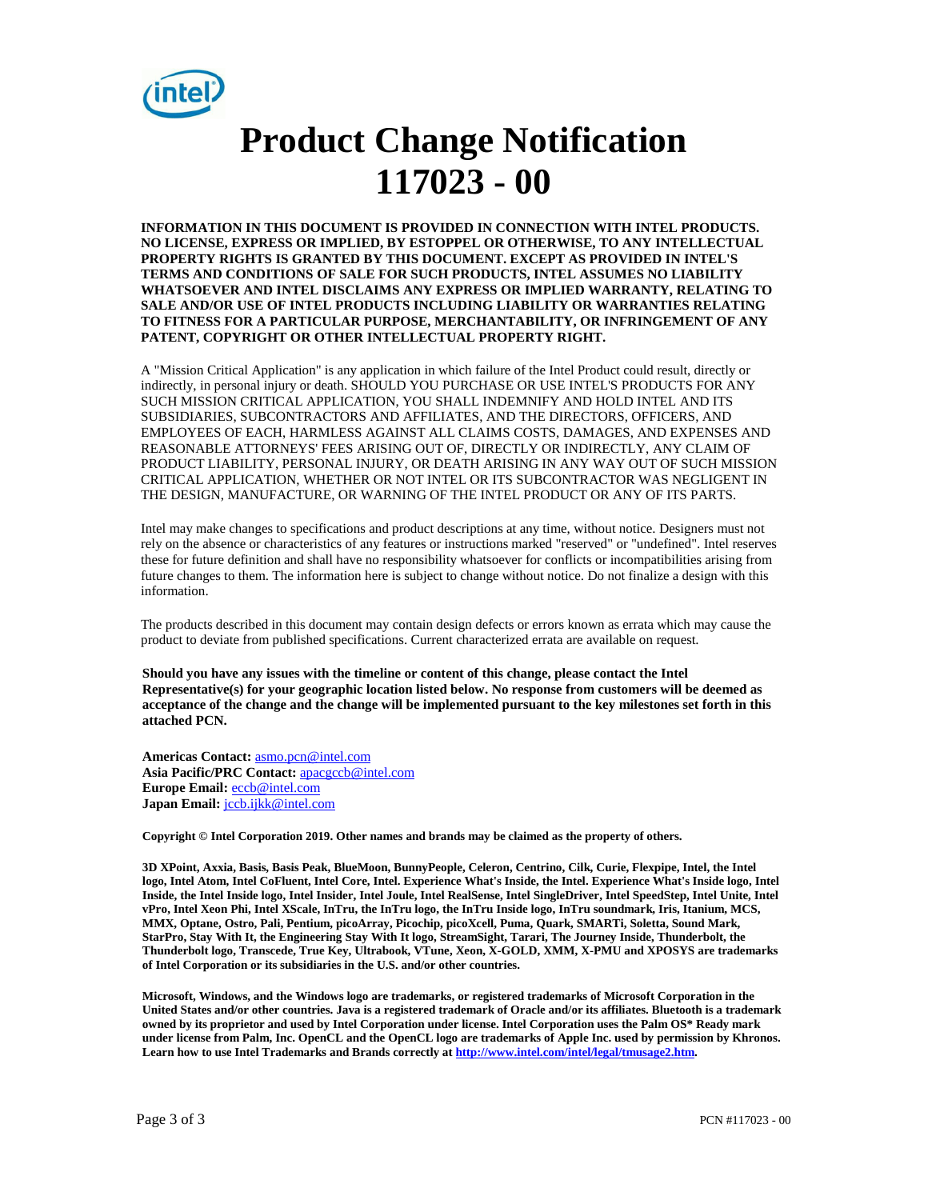# Product Change Notification 117023 - 00

**INFORMATION IN THIS DOCUMENT IS PROVIDED IN CONNECTION WITH INTEL PRODUCTS. NO LICENSE, EXPRESS OR IMPLIED, BY ESTOPPEL OR OTHERWISE, TO ANY INTELLECTUAL PROPERTY RIGHTS IS GRANTED BY THIS DOCUMENT. EXCEPT AS PROVIDED IN INTEL'S TERMS AND CONDITIONS OF SALE FOR SUCH PRODUCTS, INTEL ASSUMES NO LIABILITY WHATSOEVER AND INTEL DISCLAIMS ANY EXPRESS OR IMPLIED WARRANTY, RELATING TO SALE AND/OR USE OF INTEL PRODUCTS INCLUDING LIABILITY OR WARRANTIES RELATING TO FITNESS FOR A PARTICULAR PURPOSE, MERCHANTABILITY, OR INFRINGEMENT OF ANY PATENT, COPYRIGHT OR OTHER INTELLECTUAL PROPERTY RIGHT.**

A "Mission Critical Application" is any application in which failure of the Intel Product could result, directly or indirectly, in personal injury or death. SHOULD YOU PURCHASE OR USE INTEL'S PRODUCTS FOR ANY SUCH MISSION CRITICAL APPLICATION, YOU SHALL INDEMNIFY AND HOLD INTEL AND ITS SUBSIDIARIES, SUBCONTRACTORS AND AFFILIATES, AND THE DIRECTORS, OFFICERS, AND EMPLOYEES OF EACH, HARMLESS AGAINST ALL CLAIMS COSTS, DAMAGES, AND EXPENSES AND REASONABLE ATTORNEYS' FEES ARISING OUT OF, DIRECTLY OR INDIRECTLY, ANY CLAIM OF PRODUCT LIABILITY, PERSONAL INJURY, OR DEATH ARISING IN ANY WAY OUT OF SUCH MISSION CRITICAL APPLICATION, WHETHER OR NOT INTEL OR ITS SUBCONTRACTOR WAS NEGLIGENT IN THE DESIGN, MANUFACTURE, OR WARNING OF THE INTEL PRODUCT OR ANY OF ITS PARTS.

Intel may make changes to specifications and product descriptions at any time, without notice. Designers must not rely on the absence or characteristics of any features or instructions marked "reserved" or "undefined". Intel reserves these for future definition and shall have no responsibility whatsoever for conflicts or incompatibilities arising from future changes to them. The information here is subject to change without notice. Do not finalize a design with this information.

The products described in this document may contain design defects or errors known as errata which may cause the product to deviate from published specifications. Current characterized errata are available on request.

**Should you have any issues with the timeline or content of this change, please contact the Intel Representative(s) for your geographic location listed below. No response from customers will be deemed as acceptance of the change and the change will be implemented pursuant to the key milestones set forth in this attached PCN.**

**Americas Contact:** asmo.pcn@intel.com
**Asia Pacific/PRC Contact:** apacgccb@intel.com
**Europe Email:** eccb@intel.com
**Japan Email:** jccb.ijkk@intel.com

**Copyright © Intel Corporation 2019. Other names and brands may be claimed as the property of others.**

**3D XPoint, Axxia, Basis, Basis Peak, BlueMoon, BunnyPeople, Celeron, Centrino, Cilk, Curie, Flexpipe, Intel, the Intel logo, Intel Atom, Intel CoFluent, Intel Core, Intel. Experience What's Inside, the Intel. Experience What's Inside logo, Intel Inside, the Intel Inside logo, Intel Insider, Intel Joule, Intel RealSense, Intel SingleDriver, Intel SpeedStep, Intel Unite, Intel vPro, Intel Xeon Phi, Intel XScale, InTru, the InTru logo, the InTru Inside logo, InTru soundmark, Iris, Itanium, MCS, MMX, Optane, Ostro, Pali, Pentium, picoArray, Picochip, picoXcell, Puma, Quark, SMARTi, Soletta, Sound Mark, StarPro, Stay With It, the Engineering Stay With It logo, StreamSight, Tarari, The Journey Inside, Thunderbolt, the Thunderbolt logo, Transcede, True Key, Ultrabook, VTune, Xeon, X-GOLD, XMM, X-PMU and XPOSYS are trademarks of Intel Corporation or its subsidiaries in the U.S. and/or other countries.**

**Microsoft, Windows, and the Windows logo are trademarks, or registered trademarks of Microsoft Corporation in the United States and/or other countries. Java is a registered trademark of Oracle and/or its affiliates. Bluetooth is a trademark owned by its proprietor and used by Intel Corporation under license. Intel Corporation uses the Palm OS* Ready mark under license from Palm, Inc. OpenCL and the OpenCL logo are trademarks of Apple Inc. used by permission by Khronos. Learn how to use Intel Trademarks and Brands correctly at http://www.intel.com/intel/legal/tmusage2.htm.**